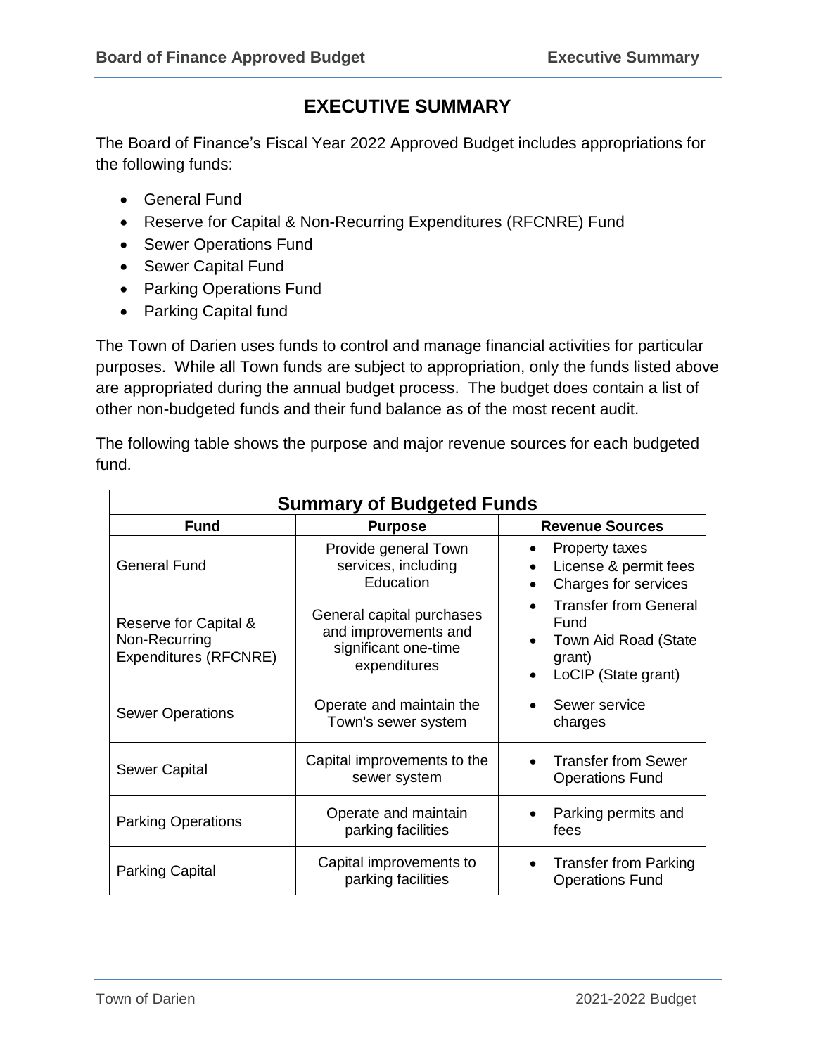# EXECUTIVE SUMMARY

The Board of Finance's Fiscal Year 2022 Approved Budget includes appropriations for the following funds:

- General Fund
- Reserve for Capital & Non-Recurring Expenditures (RFCNRE) Fund
- Sewer Operations Fund
- Sewer Capital Fund
- Parking Operations Fund
- Parking Capital fund

The Town of Darien uses funds to control and manage financial activities for particular purposes. While all Town funds are subject to appropriation, only the funds listed above are appropriated during the annual budget process. The budget does contain a list of other non-budgeted funds and their fund balance as of the most recent audit.

The following table shows the purpose and major revenue sources for each budgeted fund.

| Summary of Budgeted Funds | | |
|---|---|---|
| **Fund** | **Purpose** | **Revenue Sources** |
| General Fund | Provide general Town services, including Education | • Property taxes<br>• License & permit fees<br>• Charges for services |
| Reserve for Capital & Non-Recurring Expenditures (RFCNRE) | General capital purchases and improvements and significant one-time expenditures | • Transfer from General Fund<br>• Town Aid Road (State grant)<br>• LoCIP (State grant) |
| Sewer Operations | Operate and maintain the Town's sewer system | • Sewer service charges |
| Sewer Capital | Capital improvements to the sewer system | • Transfer from Sewer Operations Fund |
| Parking Operations | Operate and maintain parking facilities | • Parking permits and fees |
| Parking Capital | Capital improvements to parking facilities | • Transfer from Parking Operations Fund |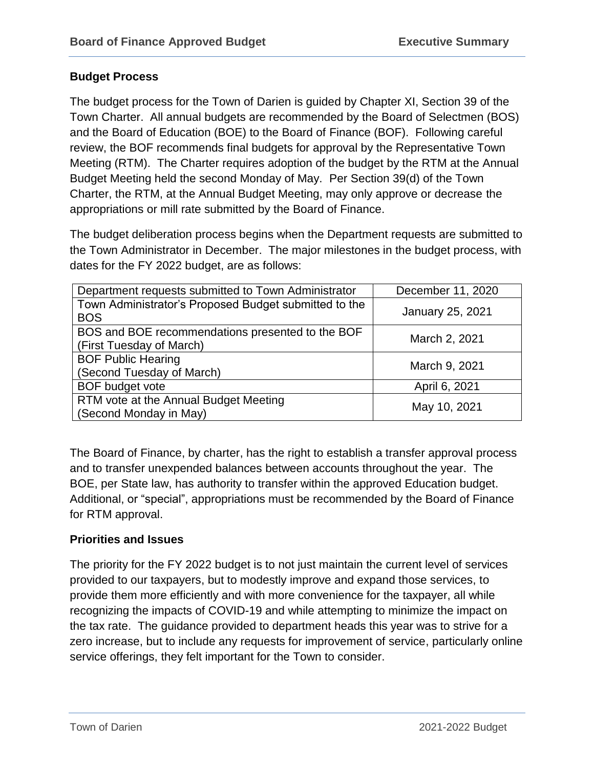## Budget Process

The budget process for the Town of Darien is guided by Chapter XI, Section 39 of the Town Charter. All annual budgets are recommended by the Board of Selectmen (BOS) and the Board of Education (BOE) to the Board of Finance (BOF). Following careful review, the BOF recommends final budgets for approval by the Representative Town Meeting (RTM). The Charter requires adoption of the budget by the RTM at the Annual Budget Meeting held the second Monday of May. Per Section 39(d) of the Town Charter, the RTM, at the Annual Budget Meeting, may only approve or decrease the appropriations or mill rate submitted by the Board of Finance.

The budget deliberation process begins when the Department requests are submitted to the Town Administrator in December. The major milestones in the budget process, with dates for the FY 2022 budget, are as follows:

| Milestone | Date |
|---|---|
| Department requests submitted to Town Administrator | December 11, 2020 |
| Town Administrator's Proposed Budget submitted to the BOS | January 25, 2021 |
| BOS and BOE recommendations presented to the BOF (First Tuesday of March) | March 2, 2021 |
| BOF Public Hearing (Second Tuesday of March) | March 9, 2021 |
| BOF budget vote | April 6, 2021 |
| RTM vote at the Annual Budget Meeting (Second Monday in May) | May 10, 2021 |

The Board of Finance, by charter, has the right to establish a transfer approval process and to transfer unexpended balances between accounts throughout the year. The BOE, per State law, has authority to transfer within the approved Education budget. Additional, or "special", appropriations must be recommended by the Board of Finance for RTM approval.

## Priorities and Issues

The priority for the FY 2022 budget is to not just maintain the current level of services provided to our taxpayers, but to modestly improve and expand those services, to provide them more efficiently and with more convenience for the taxpayer, all while recognizing the impacts of COVID-19 and while attempting to minimize the impact on the tax rate. The guidance provided to department heads this year was to strive for a zero increase, but to include any requests for improvement of service, particularly online service offerings, they felt important for the Town to consider.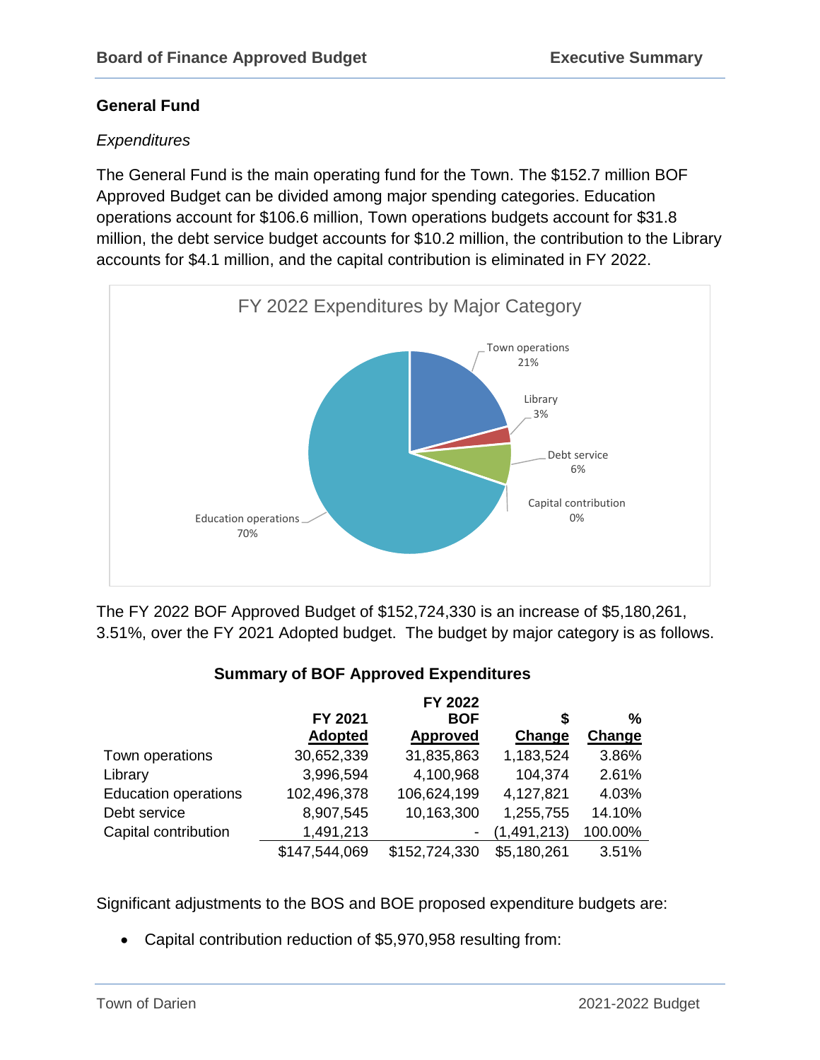## General Fund

*Expenditures*

The General Fund is the main operating fund for the Town. The $152.7 million BOF Approved Budget can be divided among major spending categories. Education operations account for $106.6 million, Town operations budgets account for $31.8 million, the debt service budget accounts for $10.2 million, the contribution to the Library accounts for $4.1 million, and the capital contribution is eliminated in FY 2022.

FY 2022 Expenditures by Major Category

Town operations 21%
Library 3%
Debt service 6%
Capital contribution 0%
Education operations 70%

The FY 2022 BOF Approved Budget of $152,724,330 is an increase of $5,180,261, 3.51%, over the FY 2021 Adopted budget. The budget by major category is as follows.

**Summary of BOF Approved Expenditures**

| | FY 2021 Adopted | FY 2022 BOF Approved | $ Change | % Change |
|---|---|---|---|---|
| Town operations | 30,652,339 | 31,835,863 | 1,183,524 | 3.86% |
| Library | 3,996,594 | 4,100,968 | 104,374 | 2.61% |
| Education operations | 102,496,378 | 106,624,199 | 4,127,821 | 4.03% |
| Debt service | 8,907,545 | 10,163,300 | 1,255,755 | 14.10% |
| Capital contribution | 1,491,213 | - | (1,491,213) | 100.00% |
| | $147,544,069 | $152,724,330 | $5,180,261 | 3.51% |

Significant adjustments to the BOS and BOE proposed expenditure budgets are:

- Capital contribution reduction of $5,970,958 resulting from: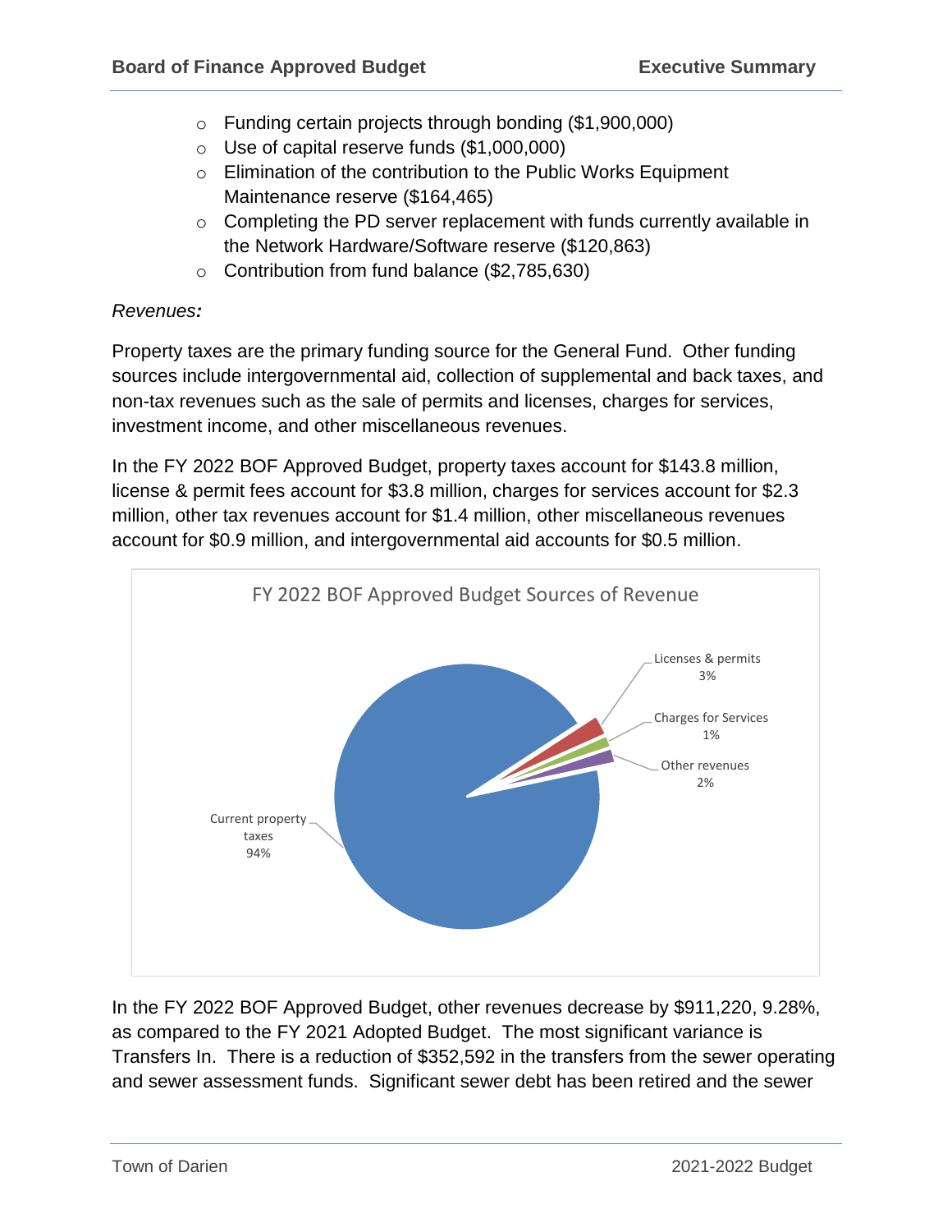- Funding certain projects through bonding ($1,900,000)
- Use of capital reserve funds ($1,000,000)
- Elimination of the contribution to the Public Works Equipment Maintenance reserve ($164,465)
- Completing the PD server replacement with funds currently available in the Network Hardware/Software reserve ($120,863)
- Contribution from fund balance ($2,785,630)

*Revenues:*

Property taxes are the primary funding source for the General Fund. Other funding sources include intergovernmental aid, collection of supplemental and back taxes, and non-tax revenues such as the sale of permits and licenses, charges for services, investment income, and other miscellaneous revenues.

In the FY 2022 BOF Approved Budget, property taxes account for $143.8 million, license & permit fees account for $3.8 million, charges for services account for $2.3 million, other tax revenues account for $1.4 million, other miscellaneous revenues account for $0.9 million, and intergovernmental aid accounts for $0.5 million.

FY 2022 BOF Approved Budget Sources of Revenue

| Source | Share |
|---|---|
| Current property taxes | 94% |
| Licenses & permits | 3% |
| Charges for Services | 1% |
| Other revenues | 2% |

In the FY 2022 BOF Approved Budget, other revenues decrease by $911,220, 9.28%, as compared to the FY 2021 Adopted Budget. The most significant variance is Transfers In. There is a reduction of $352,592 in the transfers from the sewer operating and sewer assessment funds. Significant sewer debt has been retired and the sewer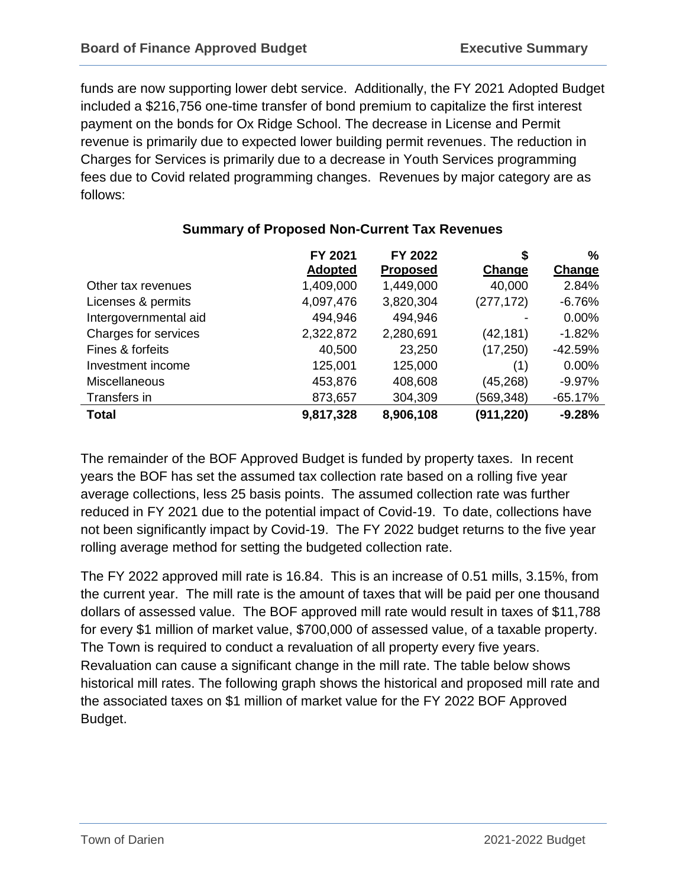funds are now supporting lower debt service. Additionally, the FY 2021 Adopted Budget included a $216,756 one-time transfer of bond premium to capitalize the first interest payment on the bonds for Ox Ridge School. The decrease in License and Permit revenue is primarily due to expected lower building permit revenues. The reduction in Charges for Services is primarily due to a decrease in Youth Services programming fees due to Covid related programming changes. Revenues by major category are as follows:

### Summary of Proposed Non-Current Tax Revenues

| | FY 2021 Adopted | FY 2022 Proposed | $ Change | % Change |
|---|---|---|---|---|
| Other tax revenues | 1,409,000 | 1,449,000 | 40,000 | 2.84% |
| Licenses & permits | 4,097,476 | 3,820,304 | (277,172) | -6.76% |
| Intergovernmental aid | 494,946 | 494,946 | - | 0.00% |
| Charges for services | 2,322,872 | 2,280,691 | (42,181) | -1.82% |
| Fines & forfeits | 40,500 | 23,250 | (17,250) | -42.59% |
| Investment income | 125,001 | 125,000 | (1) | 0.00% |
| Miscellaneous | 453,876 | 408,608 | (45,268) | -9.97% |
| Transfers in | 873,657 | 304,309 | (569,348) | -65.17% |
| **Total** | **9,817,328** | **8,906,108** | **(911,220)** | **-9.28%** |

The remainder of the BOF Approved Budget is funded by property taxes. In recent years the BOF has set the assumed tax collection rate based on a rolling five year average collections, less 25 basis points. The assumed collection rate was further reduced in FY 2021 due to the potential impact of Covid-19. To date, collections have not been significantly impact by Covid-19. The FY 2022 budget returns to the five year rolling average method for setting the budgeted collection rate.

The FY 2022 approved mill rate is 16.84. This is an increase of 0.51 mills, 3.15%, from the current year. The mill rate is the amount of taxes that will be paid per one thousand dollars of assessed value. The BOF approved mill rate would result in taxes of $11,788 for every $1 million of market value, $700,000 of assessed value, of a taxable property. The Town is required to conduct a revaluation of all property every five years. Revaluation can cause a significant change in the mill rate. The table below shows historical mill rates. The following graph shows the historical and proposed mill rate and the associated taxes on $1 million of market value for the FY 2022 BOF Approved Budget.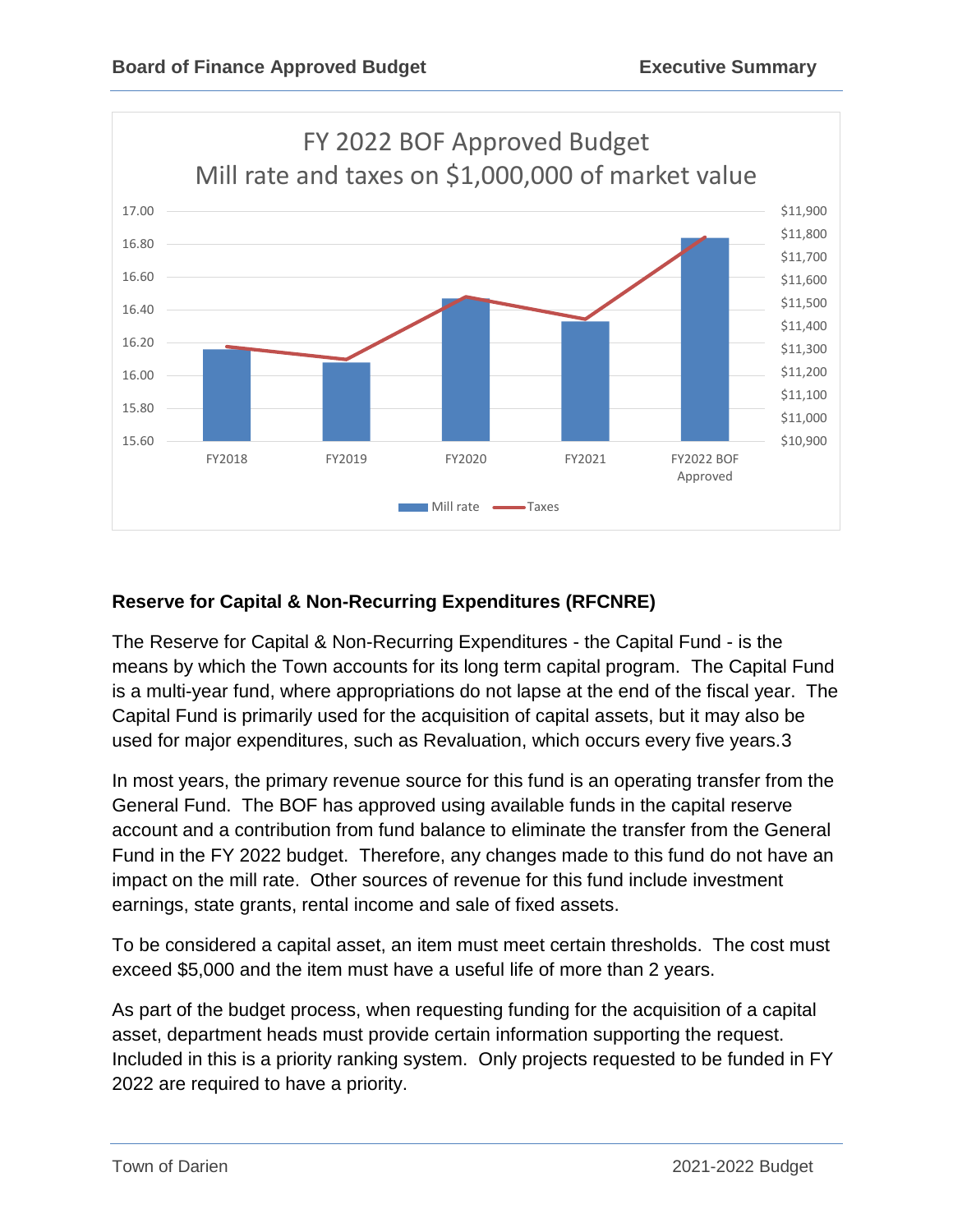FY 2022 BOF Approved Budget
Mill rate and taxes on $1,000,000 of market value

## Reserve for Capital & Non-Recurring Expenditures (RFCNRE)

The Reserve for Capital & Non-Recurring Expenditures - the Capital Fund - is the means by which the Town accounts for its long term capital program. The Capital Fund is a multi-year fund, where appropriations do not lapse at the end of the fiscal year. The Capital Fund is primarily used for the acquisition of capital assets, but it may also be used for major expenditures, such as Revaluation, which occurs every five years.3

In most years, the primary revenue source for this fund is an operating transfer from the General Fund. The BOF has approved using available funds in the capital reserve account and a contribution from fund balance to eliminate the transfer from the General Fund in the FY 2022 budget. Therefore, any changes made to this fund do not have an impact on the mill rate. Other sources of revenue for this fund include investment earnings, state grants, rental income and sale of fixed assets.

To be considered a capital asset, an item must meet certain thresholds. The cost must exceed $5,000 and the item must have a useful life of more than 2 years.

As part of the budget process, when requesting funding for the acquisition of a capital asset, department heads must provide certain information supporting the request. Included in this is a priority ranking system. Only projects requested to be funded in FY 2022 are required to have a priority.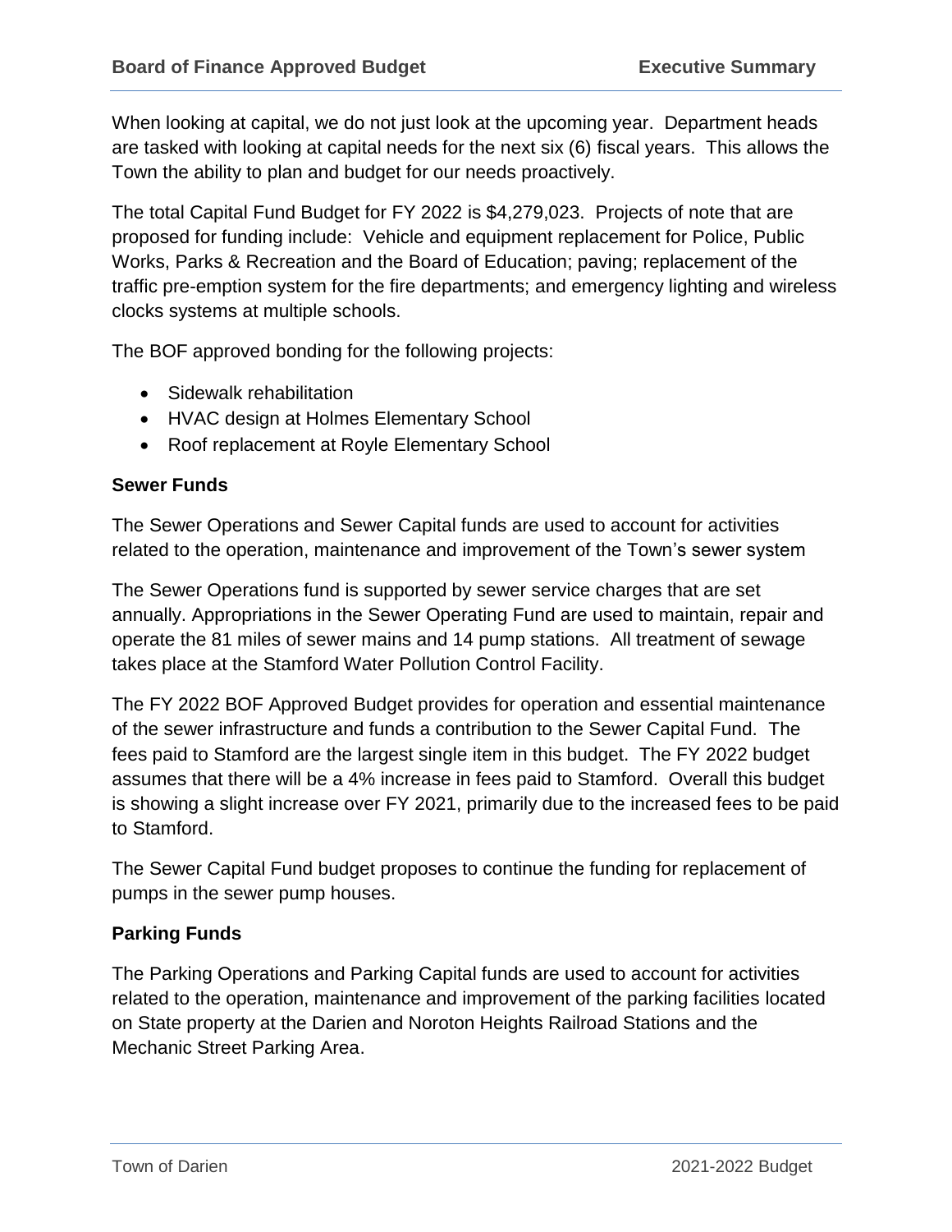When looking at capital, we do not just look at the upcoming year. Department heads are tasked with looking at capital needs for the next six (6) fiscal years. This allows the Town the ability to plan and budget for our needs proactively.

The total Capital Fund Budget for FY 2022 is $4,279,023. Projects of note that are proposed for funding include: Vehicle and equipment replacement for Police, Public Works, Parks & Recreation and the Board of Education; paving; replacement of the traffic pre-emption system for the fire departments; and emergency lighting and wireless clocks systems at multiple schools.

The BOF approved bonding for the following projects:

- Sidewalk rehabilitation
- HVAC design at Holmes Elementary School
- Roof replacement at Royle Elementary School

**Sewer Funds**

The Sewer Operations and Sewer Capital funds are used to account for activities related to the operation, maintenance and improvement of the Town's sewer system

The Sewer Operations fund is supported by sewer service charges that are set annually. Appropriations in the Sewer Operating Fund are used to maintain, repair and operate the 81 miles of sewer mains and 14 pump stations. All treatment of sewage takes place at the Stamford Water Pollution Control Facility.

The FY 2022 BOF Approved Budget provides for operation and essential maintenance of the sewer infrastructure and funds a contribution to the Sewer Capital Fund. The fees paid to Stamford are the largest single item in this budget. The FY 2022 budget assumes that there will be a 4% increase in fees paid to Stamford. Overall this budget is showing a slight increase over FY 2021, primarily due to the increased fees to be paid to Stamford.

The Sewer Capital Fund budget proposes to continue the funding for replacement of pumps in the sewer pump houses.

**Parking Funds**

The Parking Operations and Parking Capital funds are used to account for activities related to the operation, maintenance and improvement of the parking facilities located on State property at the Darien and Noroton Heights Railroad Stations and the Mechanic Street Parking Area.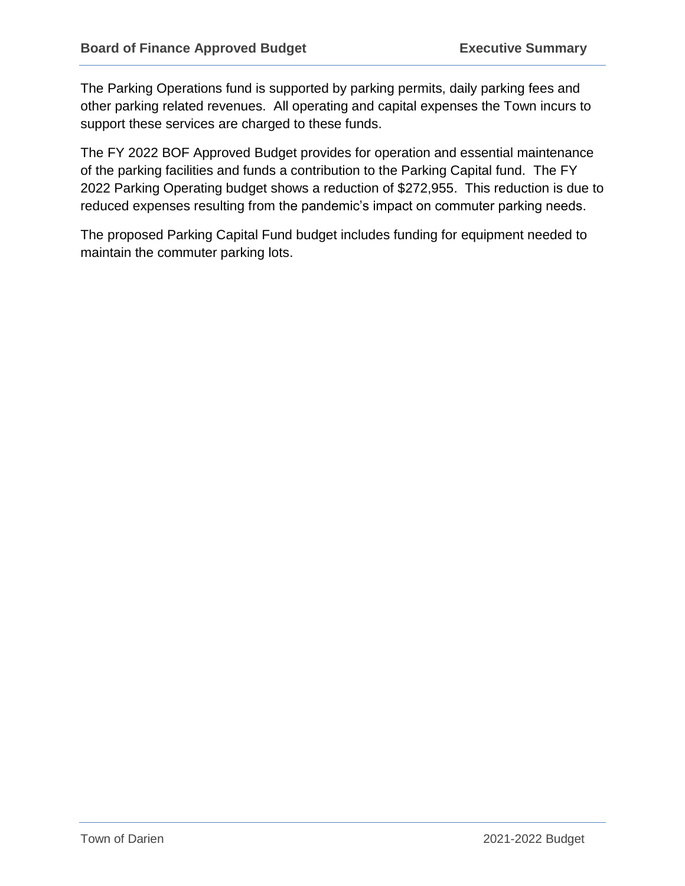The Parking Operations fund is supported by parking permits, daily parking fees and other parking related revenues. All operating and capital expenses the Town incurs to support these services are charged to these funds.

The FY 2022 BOF Approved Budget provides for operation and essential maintenance of the parking facilities and funds a contribution to the Parking Capital fund. The FY 2022 Parking Operating budget shows a reduction of $272,955. This reduction is due to reduced expenses resulting from the pandemic's impact on commuter parking needs.

The proposed Parking Capital Fund budget includes funding for equipment needed to maintain the commuter parking lots.